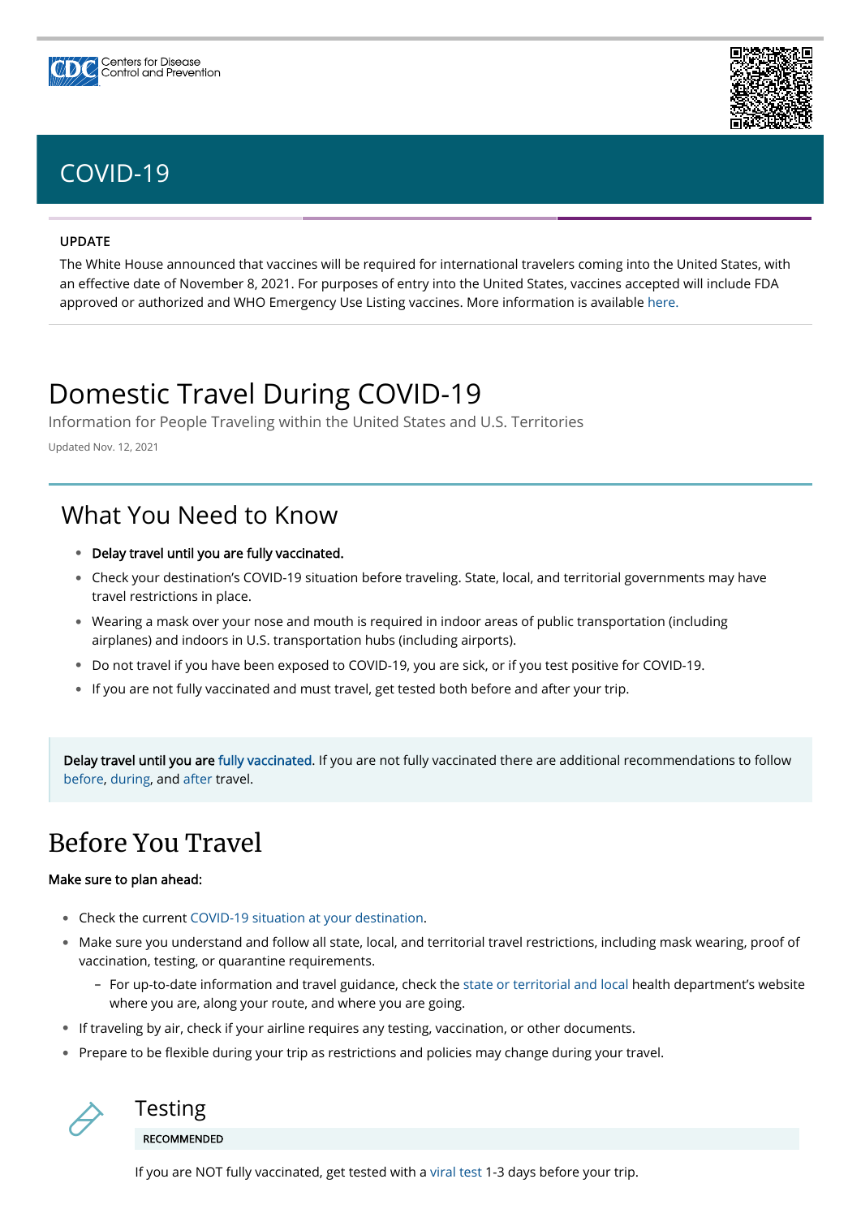Centers for Disease Control and Prevention

# COVID-19

**UPDATE**

The White House announced that vaccines will be required for international travelers coming into the United States, with an effective date of November 8, 2021. For purposes of entry into the United States, vaccines accepted will include FDA approved or authorized and WHO Emergency Use Listing vaccines. More information is available here.

# Domestic Travel During COVID-19

Information for People Traveling within the United States and U.S. Territories

Updated Nov. 12, 2021

## What You Need to Know

- **Delay travel until you are fully vaccinated.**
- Check your destination's COVID-19 situation before traveling. State, local, and territorial governments may have travel restrictions in place.
- Wearing a mask over your nose and mouth is required in indoor areas of public transportation (including airplanes) and indoors in U.S. transportation hubs (including airports).
- Do not travel if you have been exposed to COVID-19, you are sick, or if you test positive for COVID-19.
- If you are not fully vaccinated and must travel, get tested both before and after your trip.

**Delay travel until you are fully vaccinated**. If you are not fully vaccinated there are additional recommendations to follow before, during, and after travel.

## Before You Travel

**Make sure to plan ahead:**

- Check the current COVID-19 situation at your destination.
- Make sure you understand and follow all state, local, and territorial travel restrictions, including mask wearing, proof of vaccination, testing, or quarantine requirements.
  - For up-to-date information and travel guidance, check the state or territorial and local health department's website where you are, along your route, and where you are going.
- If traveling by air, check if your airline requires any testing, vaccination, or other documents.
- Prepare to be flexible during your trip as restrictions and policies may change during your travel.

### Testing

**RECOMMENDED**

If you are NOT fully vaccinated, get tested with a viral test 1-3 days before your trip.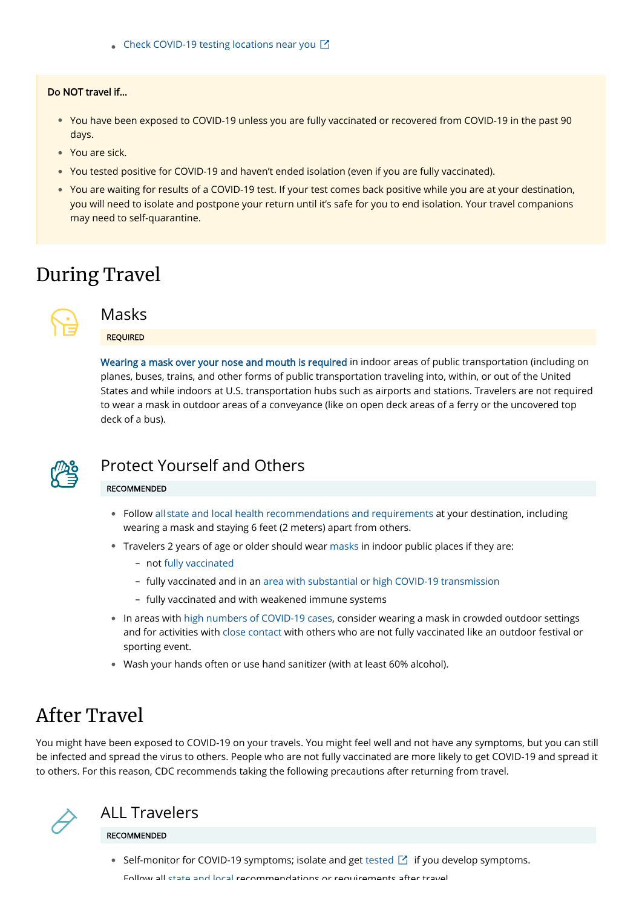- Check COVID-19 testing locations near you

**Do NOT travel if...**

- You have been exposed to COVID-19 unless you are fully vaccinated or recovered from COVID-19 in the past 90 days.
- You are sick.
- You tested positive for COVID-19 and haven't ended isolation (even if you are fully vaccinated).
- You are waiting for results of a COVID-19 test. If your test comes back positive while you are at your destination, you will need to isolate and postpone your return until it's safe for you to end isolation. Your travel companions may need to self-quarantine.

# During Travel

## Masks

REQUIRED

**Wearing a mask over your nose and mouth is required** in indoor areas of public transportation (including on planes, buses, trains, and other forms of public transportation traveling into, within, or out of the United States and while indoors at U.S. transportation hubs such as airports and stations. Travelers are not required to wear a mask in outdoor areas of a conveyance (like on open deck areas of a ferry or the uncovered top deck of a bus).

## Protect Yourself and Others

RECOMMENDED

- Follow all state and local health recommendations and requirements at your destination, including wearing a mask and staying 6 feet (2 meters) apart from others.
- Travelers 2 years of age or older should wear masks in indoor public places if they are:
  - not fully vaccinated
  - fully vaccinated and in an area with substantial or high COVID-19 transmission
  - fully vaccinated and with weakened immune systems
- In areas with high numbers of COVID-19 cases, consider wearing a mask in crowded outdoor settings and for activities with close contact with others who are not fully vaccinated like an outdoor festival or sporting event.
- Wash your hands often or use hand sanitizer (with at least 60% alcohol).

# After Travel

You might have been exposed to COVID-19 on your travels. You might feel well and not have any symptoms, but you can still be infected and spread the virus to others. People who are not fully vaccinated are more likely to get COVID-19 and spread it to others. For this reason, CDC recommends taking the following precautions after returning from travel.

## ALL Travelers

RECOMMENDED

- Self-monitor for COVID-19 symptoms; isolate and get tested if you develop symptoms.
- Follow all state and local recommendations or requirements after travel.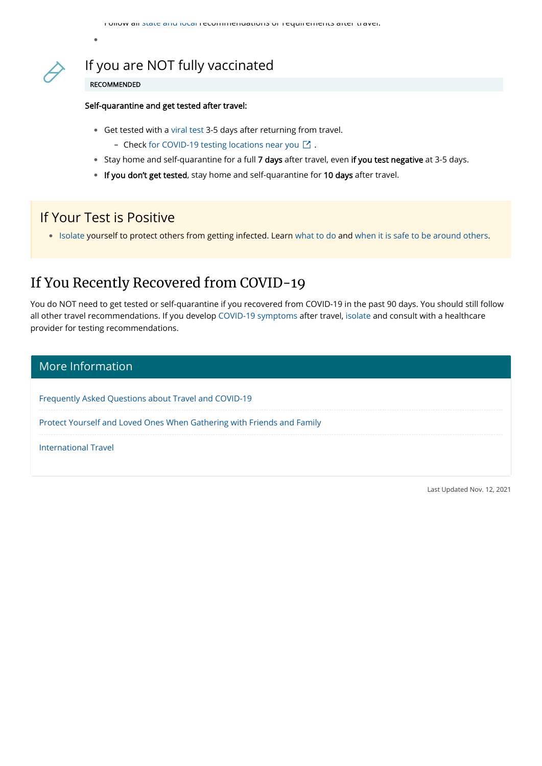- Follow all state and local recommendations or requirements after travel.
- 

## If you are NOT fully vaccinated

RECOMMENDED

**Self-quarantine and get tested after travel:**

- Get tested with a viral test 3-5 days after returning from travel.
  - Check for COVID-19 testing locations near you .
- Stay home and self-quarantine for a full **7 days** after travel, even **if you test negative** at 3-5 days.
- **If you don't get tested**, stay home and self-quarantine for **10 days** after travel.

## If Your Test is Positive

- Isolate yourself to protect others from getting infected. Learn what to do and when it is safe to be around others.

## If You Recently Recovered from COVID-19

You do NOT need to get tested or self-quarantine if you recovered from COVID-19 in the past 90 days. You should still follow all other travel recommendations. If you develop COVID-19 symptoms after travel, isolate and consult with a healthcare provider for testing recommendations.

## More Information

Frequently Asked Questions about Travel and COVID-19

Protect Yourself and Loved Ones When Gathering with Friends and Family

International Travel

Last Updated Nov. 12, 2021